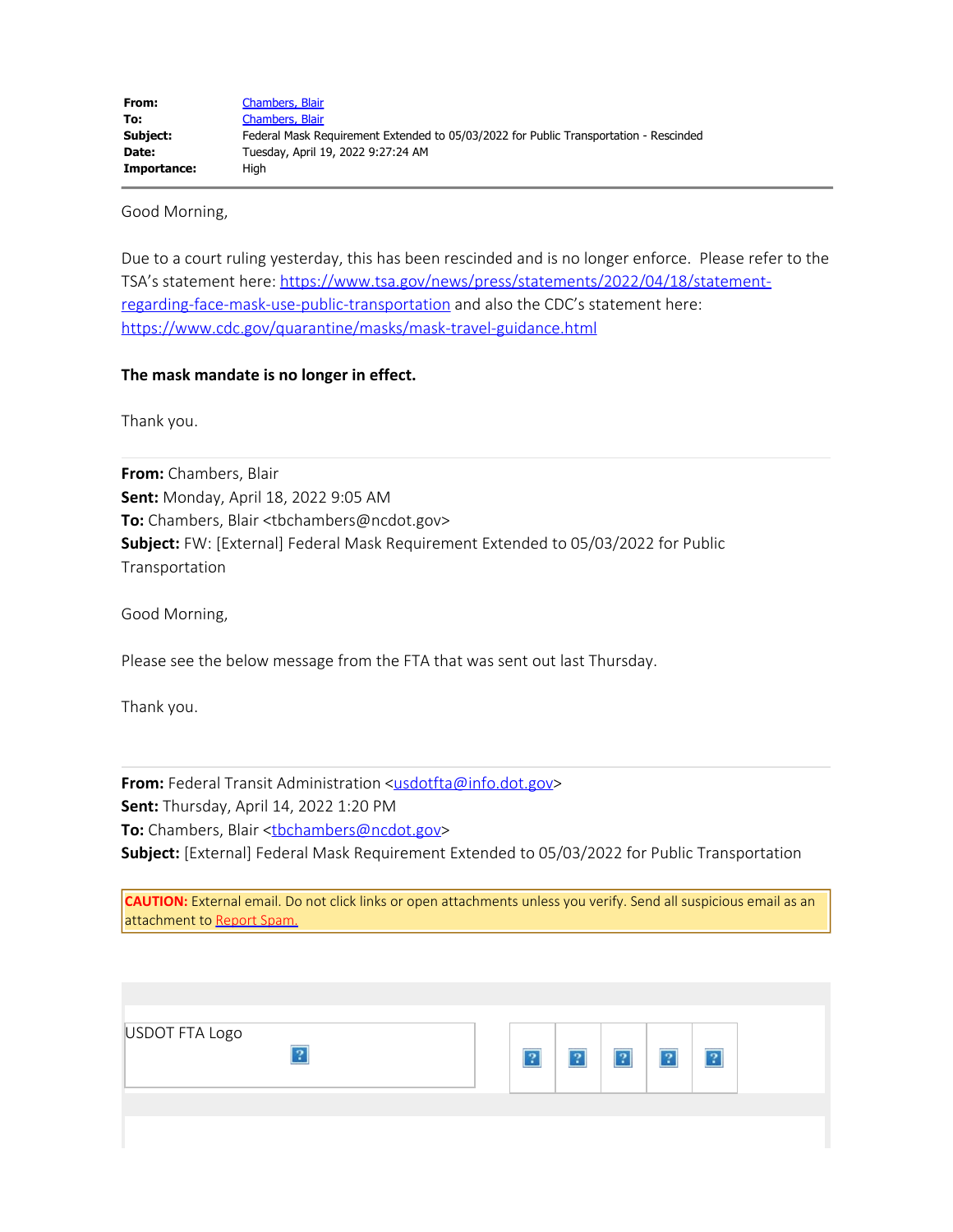| | |
|---|---|
| **From:** | Chambers, Blair |
| **To:** | Chambers, Blair |
| **Subject:** | Federal Mask Requirement Extended to 05/03/2022 for Public Transportation - Rescinded |
| **Date:** | Tuesday, April 19, 2022 9:27:24 AM |
| **Importance:** | High |

Good Morning,

Due to a court ruling yesterday, this has been rescinded and is no longer enforce. Please refer to the TSA's statement here: https://www.tsa.gov/news/press/statements/2022/04/18/statement-regarding-face-mask-use-public-transportation and also the CDC's statement here: https://www.cdc.gov/quarantine/masks/mask-travel-guidance.html

**The mask mandate is no longer in effect.**

Thank you.

---

**From:** Chambers, Blair
**Sent:** Monday, April 18, 2022 9:05 AM
**To:** Chambers, Blair <tbchambers@ncdot.gov>
**Subject:** FW: [External] Federal Mask Requirement Extended to 05/03/2022 for Public Transportation

Good Morning,

Please see the below message from the FTA that was sent out last Thursday.

Thank you.

---

**From:** Federal Transit Administration <usdotfta@info.dot.gov>
**Sent:** Thursday, April 14, 2022 1:20 PM
**To:** Chambers, Blair <tbchambers@ncdot.gov>
**Subject:** [External] Federal Mask Requirement Extended to 05/03/2022 for Public Transportation

**CAUTION:** External email. Do not click links or open attachments unless you verify. Send all suspicious email as an attachment to Report Spam.

USDOT FTA Logo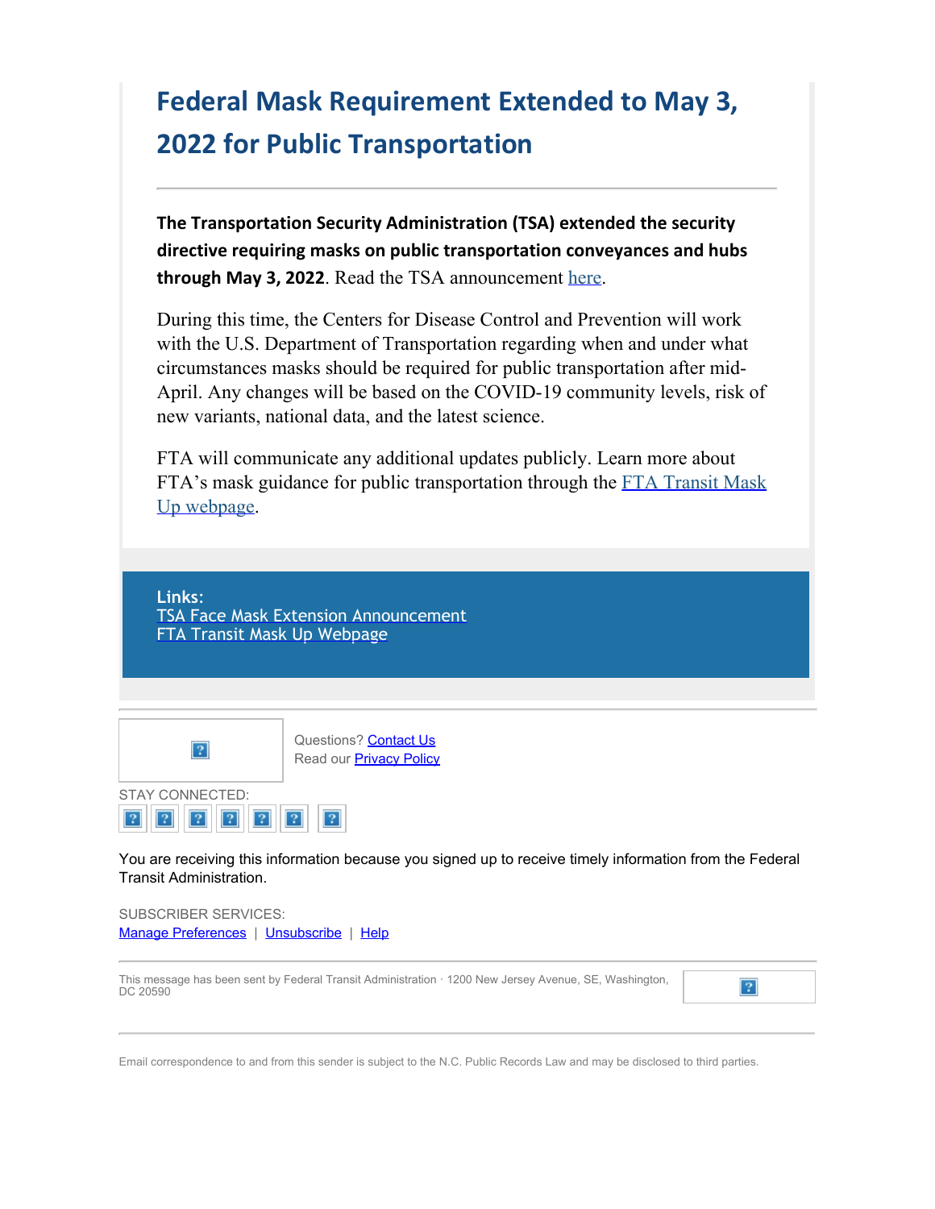# Federal Mask Requirement Extended to May 3, 2022 for Public Transportation

---

**The Transportation Security Administration (TSA) extended the security directive requiring masks on public transportation conveyances and hubs through May 3, 2022**. Read the TSA announcement here.

During this time, the Centers for Disease Control and Prevention will work with the U.S. Department of Transportation regarding when and under what circumstances masks should be required for public transportation after mid-April. Any changes will be based on the COVID-19 community levels, risk of new variants, national data, and the latest science.

FTA will communicate any additional updates publicly. Learn more about FTA's mask guidance for public transportation through the FTA Transit Mask Up webpage.

**Links:**
TSA Face Mask Extension Announcement
FTA Transit Mask Up Webpage

---

Questions? Contact Us
Read our Privacy Policy

STAY CONNECTED:

You are receiving this information because you signed up to receive timely information from the Federal Transit Administration.

SUBSCRIBER SERVICES:
Manage Preferences | Unsubscribe | Help

---

This message has been sent by Federal Transit Administration · 1200 New Jersey Avenue, SE, Washington, DC 20590

---

Email correspondence to and from this sender is subject to the N.C. Public Records Law and may be disclosed to third parties.